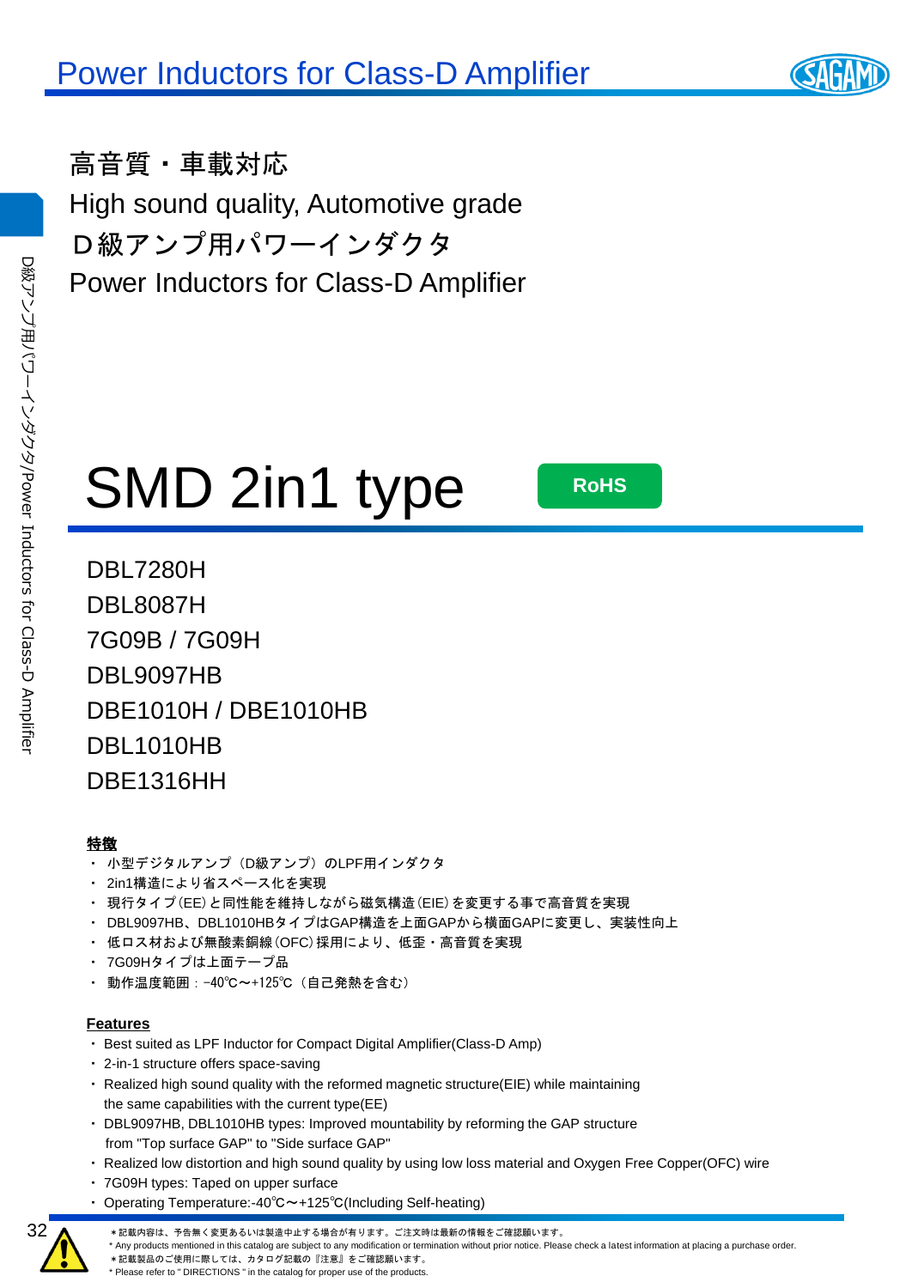高音質・車載対応

High sound quality, Automotive grade

Ｄ級アンプ用パワーインダクタ

Power Inductors for Class-D Amplifier

# SMD 2in1 type

RoHS

DBL7280H
DBL8087H
7G09B / 7G09H
DBL9097HB
DBE1010H / DBE1010HB
DBL1010HB
DBE1316HH

**特徴**

- 小型デジタルアンプ（D級アンプ）のLPF用インダクタ
- 2in1構造により省スペース化を実現
- 現行タイプ(EE)と同性能を維持しながら磁気構造(EIE)を変更する事で高音質を実現
- DBL9097HB、DBL1010HBタイプはGAP構造を上面GAPから横面GAPに変更し、実装性向上
- 低ロス材および無酸素銅線(OFC)採用により、低歪・高音質を実現
- 7G09Hタイプは上面テープ品
- 動作温度範囲：-40℃～+125℃（自己発熱を含む）

**Features**

- Best suited as LPF Inductor for Compact Digital Amplifier(Class-D Amp)
- 2-in-1 structure offers space-saving
- Realized high sound quality with the reformed magnetic structure(EIE) while maintaining the same capabilities with the current type(EE)
- DBL9097HB, DBL1010HB types: Improved mountability by reforming the GAP structure from "Top surface GAP" to "Side surface GAP"
- Realized low distortion and high sound quality by using low loss material and Oxygen Free Copper(OFC) wire
- 7G09H types: Taped on upper surface
- Operating Temperature:-40℃～+125℃(Including Self-heating)

＊記載内容は、予告無く変更あるいは製造中止する場合が有ります。ご注文時は最新の情報をご確認願います。
* Any products mentioned in this catalog are subject to any modification or termination without prior notice. Please check a latest information at placing a purchase order.
＊記載製品のご使用に際しては、カタログ記載の『注意』をご確認願います。
* Please refer to " DIRECTIONS " in the catalog for proper use of the products.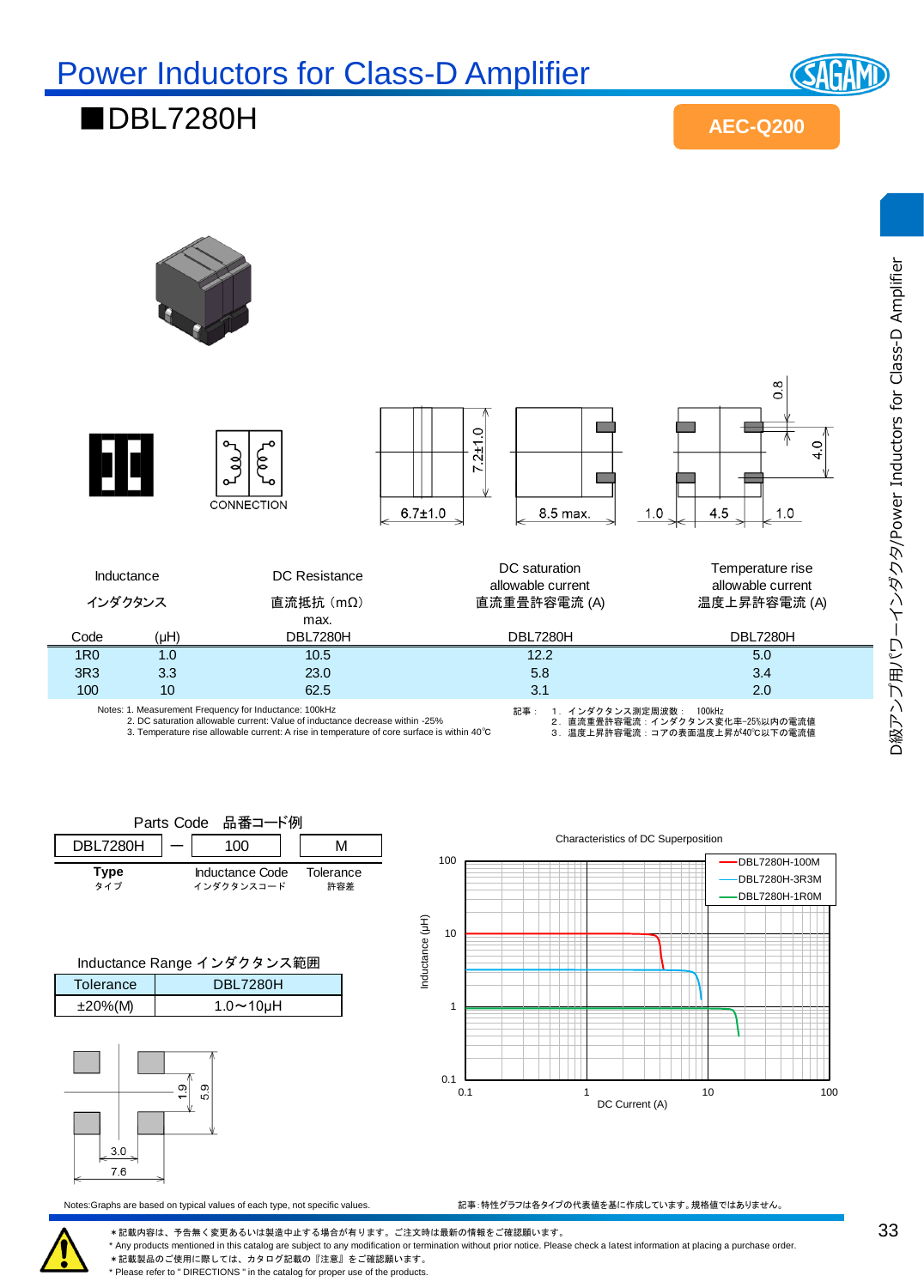# Power Inductors for Class-D Amplifier

## ■DBL7280H

AEC-Q200

CONNECTION

6.7±1.0　7.2±1.0　8.5 max.　1.0　4.5　1.0　0.8　4.0

| Inductance インダクタンス | | DC Resistance 直流抵抗（mΩ） max. | DC saturation allowable current 直流重畳許容電流 (A) | Temperature rise allowable current 温度上昇許容電流 (A) |
|---|---|---|---|---|
| Code | (μH) | DBL7280H | DBL7280H | DBL7280H |
| 1R0 | 1.0 | 10.5 | 12.2 | 5.0 |
| 3R3 | 3.3 | 23.0 | 5.8 | 3.4 |
| 100 | 10 | 62.5 | 3.1 | 2.0 |

Notes: 1. Measurement Frequency for Inductance: 100kHz
2. DC saturation allowable current: Value of inductance decrease within -25%
3. Temperature rise allowable current: A rise in temperature of core surface is within 40℃

記事：　1．インダクタンス測定周波数：　100kHz
2．直流重畳許容電流：インダクタンス変化率−25%以内の電流値
3．温度上昇許容電流：コアの表面温度上昇が40℃以下の電流値

Parts Code　品番コード例

| DBL7280H | ― | 100 | M |
|---|---|---|---|
| **Type** タイプ | | Inductance Code インダクタンスコード | Tolerance 許容差 |

Inductance Range インダクタンス範囲

| Tolerance | DBL7280H |
|---|---|
| ±20%(M) | 1.0～10μH |

3.0　7.6　1.9　5.9

Characteristics of DC Superposition

DBL7280H-100M / DBL7280H-3R3M / DBL7280H-1R0M

Inductance (μH)　DC Current (A)

Notes:Graphs are based on typical values of each type, not specific values.

記事：特性グラフは各タイプの代表値を基に作成しています。規格値ではありません。

＊記載内容は、予告無く変更あるいは製造中止する場合が有ります。ご注文時は最新の情報をご確認願います。
* Any products mentioned in this catalog are subject to any modification or termination without prior notice. Please check a latest information at placing a purchase order.
＊記載製品のご使用に際しては、カタログ記載の『注意』をご確認願います。
* Please refer to " DIRECTIONS " in the catalog for proper use of the products.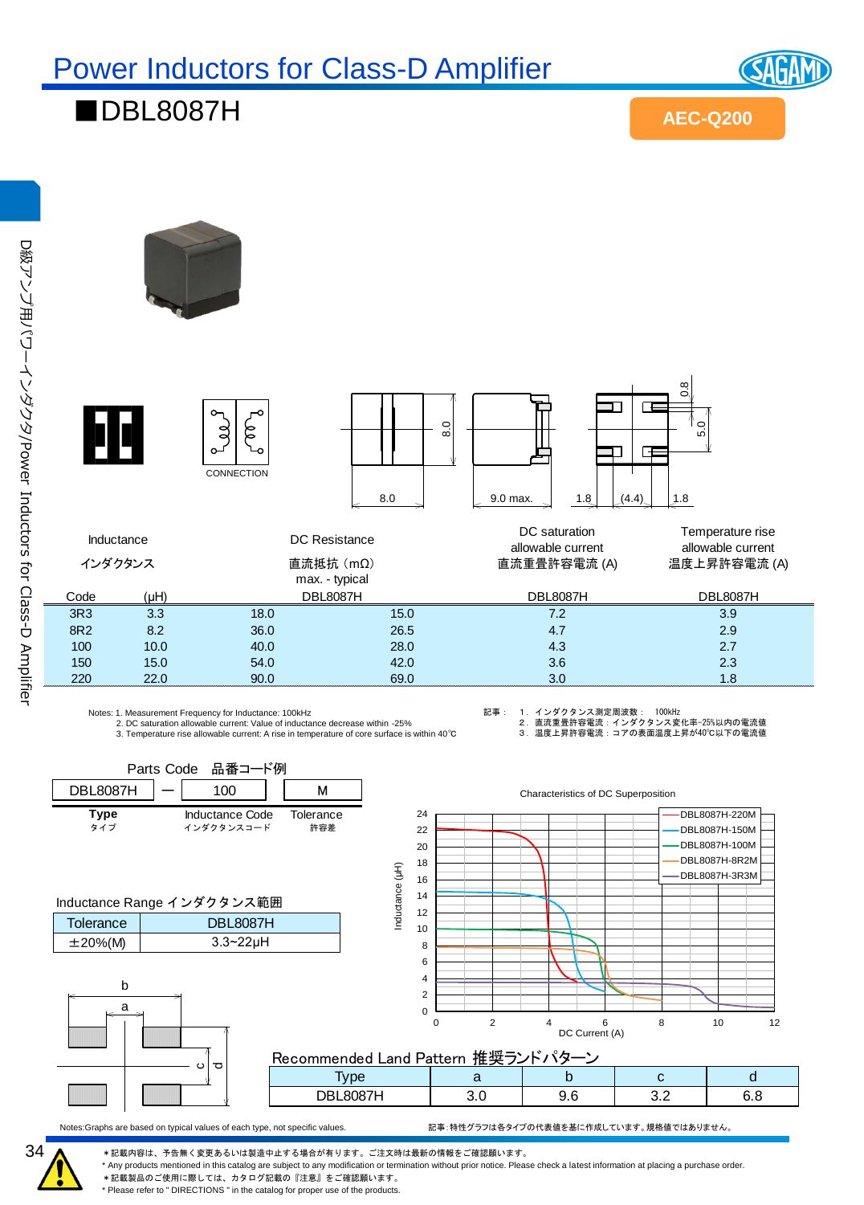# Power Inductors for Class-D Amplifier

## ■DBL8087H

AEC-Q200

D級アンプ用パワーインダクタ/Power Inductors for Class-D Amplifier

CONNECTION

8.0 8.0 9.0 max. 1.8 (4.4) 1.8 0.8 5.0

| Inductance インダクタンス | | DC Resistance 直流抵抗（mΩ） max. - typical | | DC saturation allowable current 直流重畳許容電流 (A) | Temperature rise allowable current 温度上昇許容電流 (A) |
|---|---|---|---|---|---|
| Code | (μH) | DBL8087H | | DBL8087H | DBL8087H |
| 3R3 | 3.3 | 18.0 | 15.0 | 7.2 | 3.9 |
| 8R2 | 8.2 | 36.0 | 26.5 | 4.7 | 2.9 |
| 100 | 10.0 | 40.0 | 28.0 | 4.3 | 2.7 |
| 150 | 15.0 | 54.0 | 42.0 | 3.6 | 2.3 |
| 220 | 22.0 | 90.0 | 69.0 | 3.0 | 1.8 |

Notes: 1. Measurement Frequency for Inductance: 100kHz
2. DC saturation allowable current: Value of inductance decrease within -25%
3. Temperature rise allowable current: A rise in temperature of core surface is within 40℃

記事： 1．インダクタンス測定周波数： 100kHz
2．直流重畳許容電流：インダクタンス変化率-25%以内の電流値
3．温度上昇許容電流：コアの表面温度上昇が40℃以下の電流値

### Parts Code 品番コード例

| DBL8087H | — | 100 | M |
|---|---|---|---|
| Type タイプ | | Inductance Code インダクタンスコード | Tolerance 許容差 |

### Inductance Range インダクタンス範囲

| Tolerance | DBL8087H |
|---|---|
| ±20%(M) | 3.3~22μH |

### Characteristics of DC Superposition

Legend: DBL8087H-220M, DBL8087H-150M, DBL8087H-100M, DBL8087H-8R2M, DBL8087H-3R3M

Inductance (μH) vs DC Current (A)

### Recommended Land Pattern 推奨ランドパターン

| Type | a | b | c | d |
|---|---|---|---|---|
| DBL8087H | 3.0 | 9.6 | 3.2 | 6.8 |

Notes:Graphs are based on typical values of each type, not specific values.

記事：特性グラフは各タイプの代表値を基に作成しています。規格値ではありません。

＊記載内容は、予告無く変更あるいは製造中止する場合が有ります。ご注文時は最新の情報をご確認願います。
* Any products mentioned in this catalog are subject to any modification or termination without prior notice. Please check a latest information at placing a purchase order.
＊記載製品のご使用に際しては、カタログ記載の『注意』をご確認願います。
* Please refer to " DIRECTIONS " in the catalog for proper use of the products.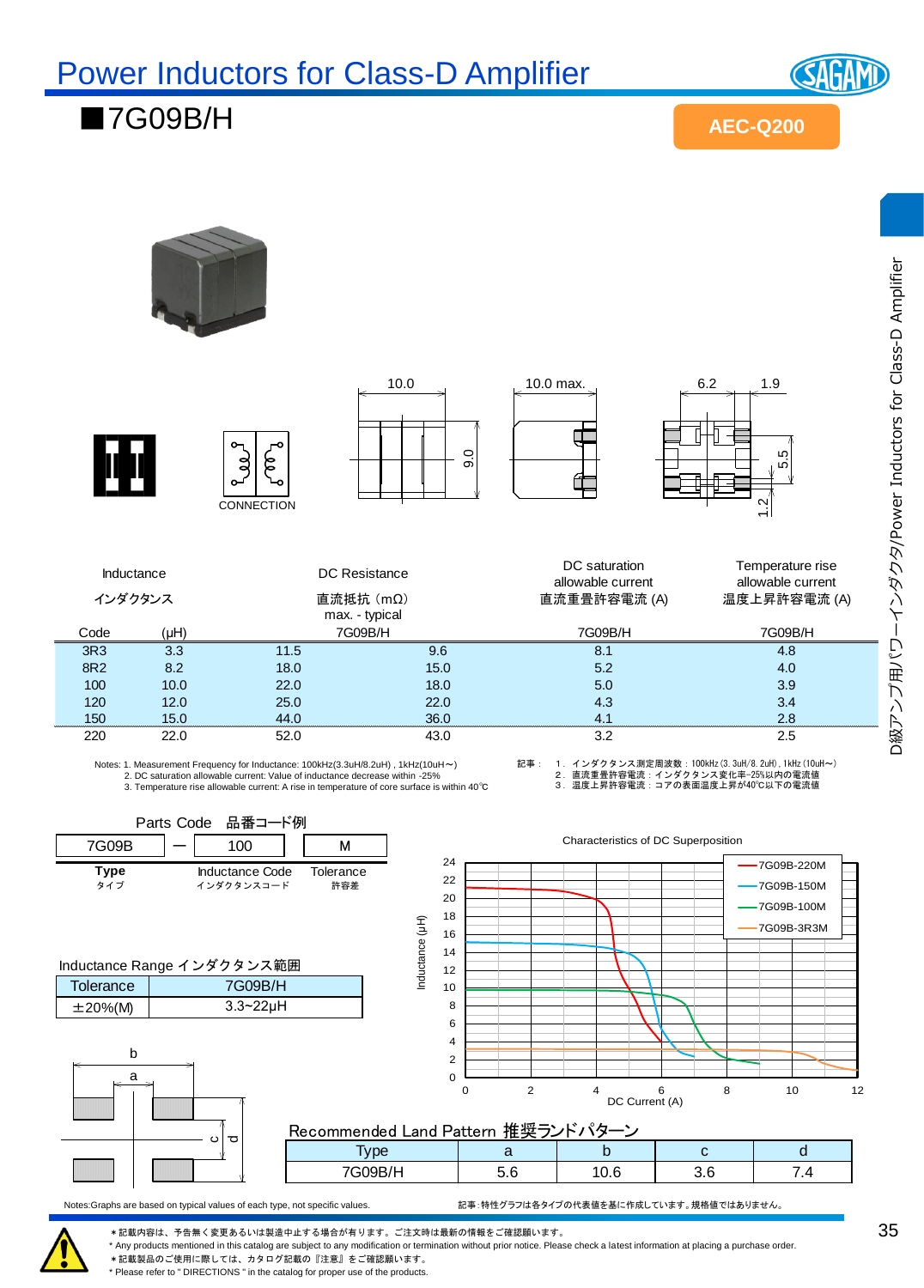# Power Inductors for Class-D Amplifier

## ■7G09B/H

AEC-Q200

10.0 | 10.0 max. | 6.2 | 1.9 | 9.0 | 5.5 | 1.2

CONNECTION

| Inductance インダクタンス | | DC Resistance 直流抵抗 (mΩ) max. - typical | | DC saturation allowable current 直流重畳許容電流 (A) | Temperature rise allowable current 温度上昇許容電流 (A) |
|---|---|---|---|---|---|
| Code | (μH) | 7G09B/H | | 7G09B/H | 7G09B/H |
| 3R3 | 3.3 | 11.5 | 9.6 | 8.1 | 4.8 |
| 8R2 | 8.2 | 18.0 | 15.0 | 5.2 | 4.0 |
| 100 | 10.0 | 22.0 | 18.0 | 5.0 | 3.9 |
| 120 | 12.0 | 25.0 | 22.0 | 4.3 | 3.4 |
| 150 | 15.0 | 44.0 | 36.0 | 4.1 | 2.8 |
| 220 | 22.0 | 52.0 | 43.0 | 3.2 | 2.5 |

Notes: 1. Measurement Frequency for Inductance: 100kHz(3.3uH/8.2uH) , 1kHz(10uH～)
2. DC saturation allowable current: Value of inductance decrease within -25%
3. Temperature rise allowable current: A rise in temperature of core surface is within 40℃

記事： 1． インダクタンス測定周波数：100kHz(3.3uH/8.2uH)，1kHz(10uH～)
2． 直流重畳許容電流：インダクタンス変化率-25%以内の電流値
3． 温度上昇許容電流：コアの表面温度上昇が40℃以下の電流値

### Parts Code 品番コード例

| 7G09B | — | 100 | M |
|---|---|---|---|
| Type タイプ | | Inductance Code インダクタンスコード | Tolerance 許容差 |

### Inductance Range インダクタンス範囲

| Tolerance | 7G09B/H |
|---|---|
| ±20%(M) | 3.3~22μH |

### Characteristics of DC Superposition

Inductance (μH) vs DC Current (A): 7G09B-220M, 7G09B-150M, 7G09B-100M, 7G09B-3R3M

### Recommended Land Pattern 推奨ランドパターン

| Type | a | b | c | d |
|---|---|---|---|---|
| 7G09B/H | 5.6 | 10.6 | 3.6 | 7.4 |

Notes:Graphs are based on typical values of each type, not specific values.

記事：特性グラフは各タイプの代表値を基に作成しています。規格値ではありません。

＊記載内容は、予告無く変更あるいは製造中止する場合が有ります。ご注文時は最新の情報をご確認願います。
* Any products mentioned in this catalog are subject to any modification or termination without prior notice. Please check a latest information at placing a purchase order.
＊記載製品のご使用に際しては、カタログ記載の『注意』をご確認願います。
* Please refer to " DIRECTIONS " in the catalog for proper use of the products.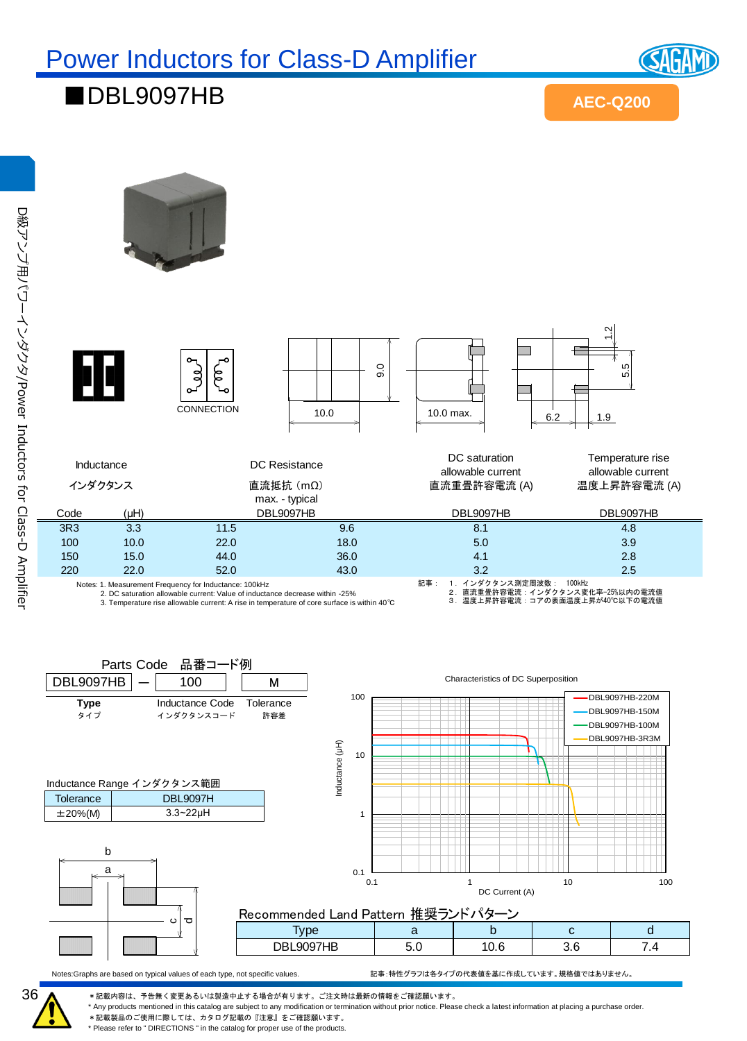# Power Inductors for Class-D Amplifier

## ■DBL9097HB

AEC-Q200

CONNECTION

| Inductance インダクタンス | | DC Resistance 直流抵抗（mΩ） max. - typical | | DC saturation allowable current 直流重畳許容電流 (A) | Temperature rise allowable current 温度上昇許容電流 (A) |
|---|---|---|---|---|---|
| Code | (μH) | DBL9097HB | | DBL9097HB | DBL9097HB |
| 3R3 | 3.3 | 11.5 | 9.6 | 8.1 | 4.8 |
| 100 | 10.0 | 22.0 | 18.0 | 5.0 | 3.9 |
| 150 | 15.0 | 44.0 | 36.0 | 4.1 | 2.8 |
| 220 | 22.0 | 52.0 | 43.0 | 3.2 | 2.5 |

Notes: 1. Measurement Frequency for Inductance: 100kHz
2. DC saturation allowable current: Value of inductance decrease within -25%
3. Temperature rise allowable current: A rise in temperature of core surface is within 40℃

記事：
1．インダクタンス測定周波数：　100kHz
2．直流重畳許容電流：インダクタンス変化率-25%以内の電流値
3．温度上昇許容電流：コアの表面温度上昇が40℃以下の電流値

### Parts Code　品番コード例

| DBL9097HB | — | 100 | M |
|---|---|---|---|
| Type タイプ | | Inductance Code インダクタンスコード | Tolerance 許容差 |

Inductance Range インダクタンス範囲

| Tolerance | DBL9097H |
|---|---|
| ±20%(M) | 3.3~22μH |

Characteristics of DC Superposition

DBL9097HB-220M, DBL9097HB-150M, DBL9097HB-100M, DBL9097HB-3R3M

Inductance (μH) / DC Current (A)

### Recommended Land Pattern 推奨ランドパターン

| Type | a | b | c | d |
|---|---|---|---|---|
| DBL9097HB | 5.0 | 10.6 | 3.6 | 7.4 |

Notes:Graphs are based on typical values of each type, not specific values.

記事:特性グラフは各タイプの代表値を基に作成しています。規格値ではありません。

＊記載内容は、予告無く変更あるいは製造中止する場合が有ります。ご注文時は最新の情報をご確認願います。
* Any products mentioned in this catalog are subject to any modification or termination without prior notice. Please check a latest information at placing a purchase order.
＊記載製品のご使用に際しては、カタログ記載の『注意』をご確認願います。
* Please refer to " DIRECTIONS " in the catalog for proper use of the products.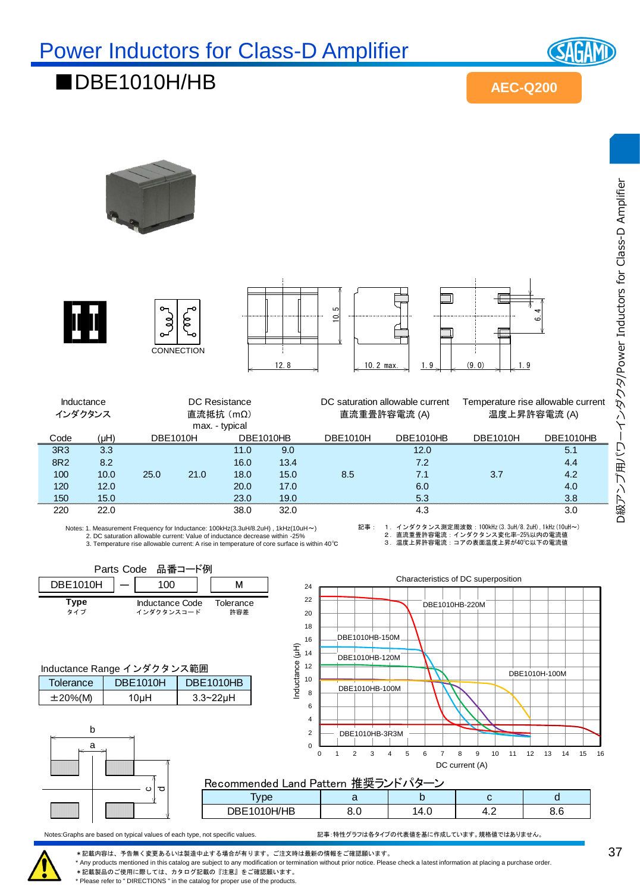# Power Inductors for Class-D Amplifier

## ■DBE1010H/HB

AEC-Q200

CONNECTION

12.8　10.5　10.2 max.　1.9　(9.0)　1.9　6.4

| Inductance インダクタンス | | DC Resistance 直流抵抗（mΩ） max. - typical | | | | DC saturation allowable current 直流重畳許容電流 (A) | | Temperature rise allowable current 温度上昇許容電流 (A) | |
|---|---|---|---|---|---|---|---|---|---|
| Code | (μH) | DBE1010H | | DBE1010HB | | DBE1010H | DBE1010HB | DBE1010H | DBE1010HB |
| 3R3 | 3.3 | | | 11.0 | 9.0 | | 12.0 | | 5.1 |
| 8R2 | 8.2 | | | 16.0 | 13.4 | | 7.2 | | 4.4 |
| 100 | 10.0 | 25.0 | 21.0 | 18.0 | 15.0 | 8.5 | 7.1 | 3.7 | 4.2 |
| 120 | 12.0 | | | 20.0 | 17.0 | | 6.0 | | 4.0 |
| 150 | 15.0 | | | 23.0 | 19.0 | | 5.3 | | 3.8 |
| 220 | 22.0 | | | 38.0 | 32.0 | | 4.3 | | 3.0 |

Notes: 1. Measurement Frequency for Inductance: 100kHz(3.3uH/8.2uH) , 1kHz(10uH～)
2. DC saturation allowable current: Value of inductance decrease within -25%
3. Temperature rise allowable current: A rise in temperature of core surface is within 40℃

記事：　1．インダクタンス測定周波数：100kHz(3.3uH/8.2uH)，1kHz(10uH～)
2．直流重畳許容電流：インダクタンス変化率-25%以内の電流値
3．温度上昇許容電流：コアの表面温度上昇が40℃以下の電流値

### Parts Code　品番コード例

| DBE1010H | — | 100 | M |
|---|---|---|---|
| Type タイプ | | Inductance Code インダクタンスコード | Tolerance 許容差 |

### Inductance Range インダクタンス範囲

| Tolerance | DBE1010H | DBE1010HB |
|---|---|---|
| ±20%(M) | 10μH | 3.3~22μH |

Characteristics of DC superposition

(Graph: Inductance (μH) vs DC current (A); curves DBE1010HB-220M, DBE1010HB-150M, DBE1010HB-120M, DBE1010H-100M, DBE1010HB-100M, DBE1010HB-3R3M)

### Recommended Land Pattern 推奨ランドパターン

| Type | a | b | c | d |
|---|---|---|---|---|
| DBE1010H/HB | 8.0 | 14.0 | 4.2 | 8.6 |

Notes:Graphs are based on typical values of each type, not specific values.

記事:特性グラフは各タイプの代表値を基に作成しています。規格値ではありません。

＊記載内容は、予告無く変更あるいは製造中止する場合が有ります。ご注文時は最新の情報をご確認願います。
* Any products mentioned in this catalog are subject to any modification or termination without prior notice. Please check a latest information at placing a purchase order.
＊記載製品のご使用に際しては、カタログ記載の『注意』をご確認願います。
* Please refer to " DIRECTIONS " in the catalog for proper use of the products.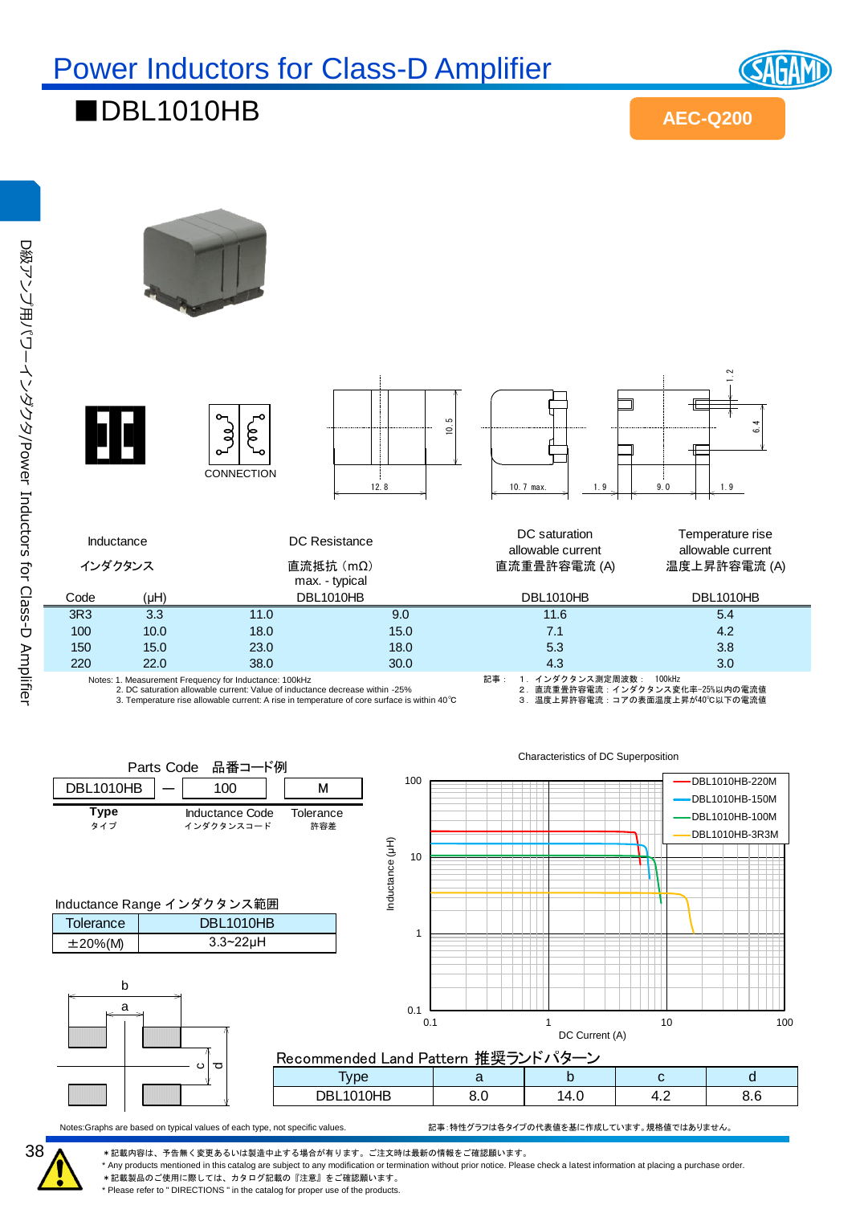# Power Inductors for Class-D Amplifier

## ■DBL1010HB

AEC-Q200

CONNECTION

12.8 　10.5 　10.7 max. 　1.9 　9.0 　1.9 　6.4 　1.2

| Inductance インダクタンス | | DC Resistance 直流抵抗（mΩ） max. - typical | | DC saturation allowable current 直流重畳許容電流 (A) | Temperature rise allowable current 温度上昇許容電流 (A) |
|---|---|---|---|---|---|
| Code | (μH) | DBL1010HB | | DBL1010HB | DBL1010HB |
| 3R3 | 3.3 | 11.0 | 9.0 | 11.6 | 5.4 |
| 100 | 10.0 | 18.0 | 15.0 | 7.1 | 4.2 |
| 150 | 15.0 | 23.0 | 18.0 | 5.3 | 3.8 |
| 220 | 22.0 | 38.0 | 30.0 | 4.3 | 3.0 |

Notes: 1. Measurement Frequency for Inductance: 100kHz
2. DC saturation allowable current: Value of inductance decrease within -25%
3. Temperature rise allowable current: A rise in temperature of core surface is within 40℃

記事：
1．インダクタンス測定周波数： 100kHz
2．直流重畳許容電流：インダクタンス変化率-25%以内の電流値
3．温度上昇許容電流：コアの表面温度上昇が40℃以下の電流値

### Parts Code 品番コード例

| DBL1010HB | — | 100 | M |
|---|---|---|---|
| Type タイプ | | Inductance Code インダクタンスコード | Tolerance 許容差 |

### Inductance Range インダクタンス範囲

| Tolerance | DBL1010HB |
|---|---|
| ±20%(M) | 3.3~22μH |

### Characteristics of DC Superposition

Legend: DBL1010HB-220M, DBL1010HB-150M, DBL1010HB-100M, DBL1010HB-3R3M

Y-axis: Inductance (μH) (0.1 – 100); X-axis: DC Current (A) (0.1 – 100)

### Recommended Land Pattern 推奨ランドパターン

| Type | a | b | c | d |
|---|---|---|---|---|
| DBL1010HB | 8.0 | 14.0 | 4.2 | 8.6 |

Notes:Graphs are based on typical values of each type, not specific values.

記事：特性グラフは各タイプの代表値を基に作成しています。規格値ではありません。

＊記載内容は、予告無く変更あるいは製造中止する場合が有ります。ご注文時は最新の情報をご確認願います。
* Any products mentioned in this catalog are subject to any modification or termination without prior notice. Please check a latest information at placing a purchase order.
＊記載製品のご使用に際しては、カタログ記載の『注意』をご確認願います。
* Please refer to " DIRECTIONS " in the catalog for proper use of the products.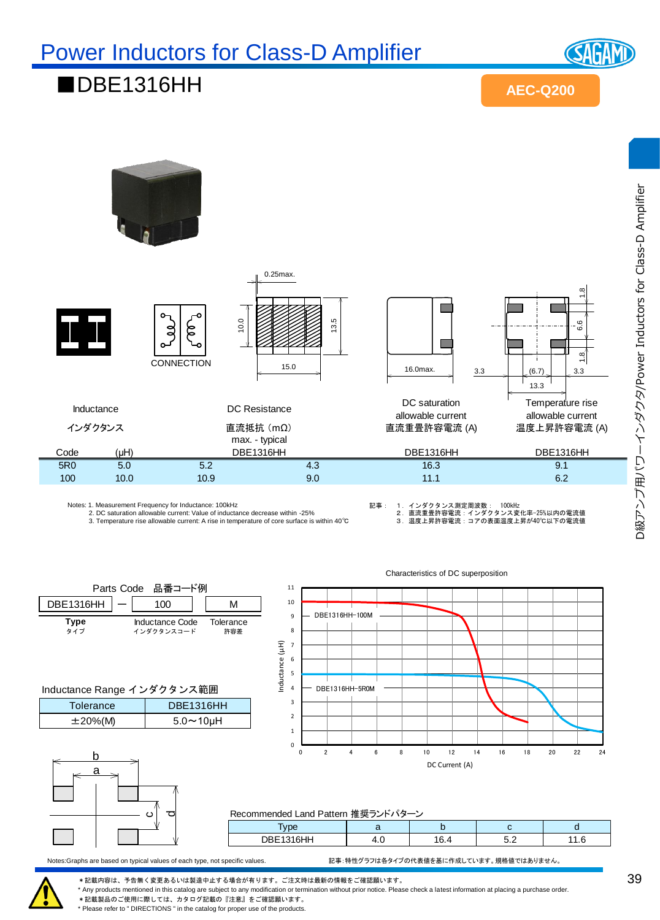# Power Inductors for Class-D Amplifier

## ■DBE1316HH

AEC-Q200

CONNECTION

0.25max.

10.0

13.5

15.0

16.0max.

3.3

(6.7)

3.3

13.3

1.8

6.6

1.8

| Inductance インダクタンス | | DC Resistance 直流抵抗（mΩ） max. - typical | | DC saturation allowable current 直流重畳許容電流 (A) | Temperature rise allowable current 温度上昇許容電流 (A) |
|---|---|---|---|---|---|
| Code | (μH) | DBE1316HH | | DBE1316HH | DBE1316HH |
| 5R0 | 5.0 | 5.2 | 4.3 | 16.3 | 9.1 |
| 100 | 10.0 | 10.9 | 9.0 | 11.1 | 6.2 |

Notes: 1. Measurement Frequency for Inductance: 100kHz
2. DC saturation allowable current: Value of inductance decrease within -25%
3. Temperature rise allowable current: A rise in temperature of core surface is within 40℃

記事： 1．インダクタンス測定周波数： 100kHz
2．直流重畳許容電流：インダクタンス変化率-25%以内の電流値
3．温度上昇許容電流：コアの表面温度上昇が40℃以下の電流値

Parts Code 品番コード例

| DBE1316HH | — | 100 | M |
|---|---|---|---|
| Type タイプ | | Inductance Code インダクタンスコード | Tolerance 許容差 |

Inductance Range インダクタンス範囲

| Tolerance | DBE1316HH |
|---|---|
| ±20%(M) | 5.0～10μH |

Characteristics of DC superposition

DBE1316HH-100M

DBE1316HH-5R0M

Inductance (μH)

0 1 2 3 4 5 6 7 8 9 10 11

DC Current (A)

0 2 4 6 8 10 12 14 16 18 20 22 24

b

a

c

d

Recommended Land Pattern 推奨ランドパターン

| Type | a | b | c | d |
|---|---|---|---|---|
| DBE1316HH | 4.0 | 16.4 | 5.2 | 11.6 |

Notes:Graphs are based on typical values of each type, not specific values.

記事：特性グラフは各タイプの代表値を基に作成しています。規格値ではありません。

＊記載内容は、予告無く変更あるいは製造中止する場合が有ります。ご注文時は最新の情報をご確認願います。
* Any products mentioned in this catalog are subject to any modification or termination without prior notice. Please check a latest information at placing a purchase order.
＊記載製品のご使用に際しては、カタログ記載の『注意』をご確認願います。
* Please refer to " DIRECTIONS " in the catalog for proper use of the products.